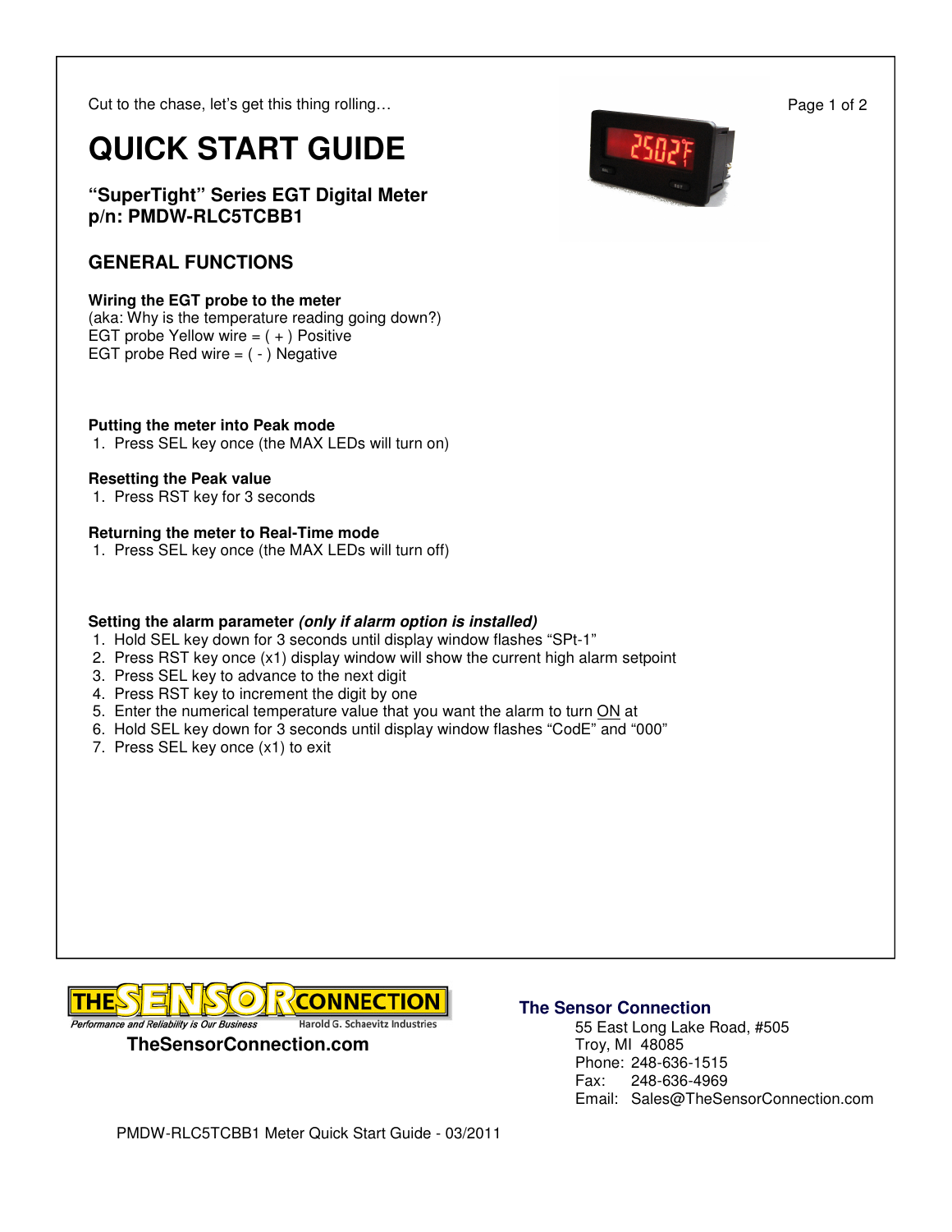Cut to the chase, let's get this thing rolling…

# QUICK START GUIDE

**"SuperTight" Series EGT Digital Meter**
**p/n: PMDW-RLC5TCBB1**

## GENERAL FUNCTIONS

**Wiring the EGT probe to the meter**
(aka: Why is the temperature reading going down?)
EGT probe Yellow wire = ( + ) Positive
EGT probe Red wire = ( - ) Negative

**Putting the meter into Peak mode**

1. Press SEL key once (the MAX LEDs will turn on)

**Resetting the Peak value**

1. Press RST key for 3 seconds

**Returning the meter to Real-Time mode**

1. Press SEL key once (the MAX LEDs will turn off)

**Setting the alarm parameter** ***(only if alarm option is installed)***

1. Hold SEL key down for 3 seconds until display window flashes "SPt-1"
2. Press RST key once (x1) display window will show the current high alarm setpoint
3. Press SEL key to advance to the next digit
4. Press RST key to increment the digit by one
5. Enter the numerical temperature value that you want the alarm to turn <u>ON</u> at
6. Hold SEL key down for 3 seconds until display window flashes "CodE" and "000"
7. Press SEL key once (x1) to exit

THE SENSOR CONNECTION
Performance and Reliability is Our Business — Harold G. Schaevitz Industries

**TheSensorConnection.com**

**The Sensor Connection**
55 East Long Lake Road, #505
Troy, MI 48085
Phone: 248-636-1515
Fax: 248-636-4969
Email: Sales@TheSensorConnection.com

PMDW-RLC5TCBB1 Meter Quick Start Guide - 03/2011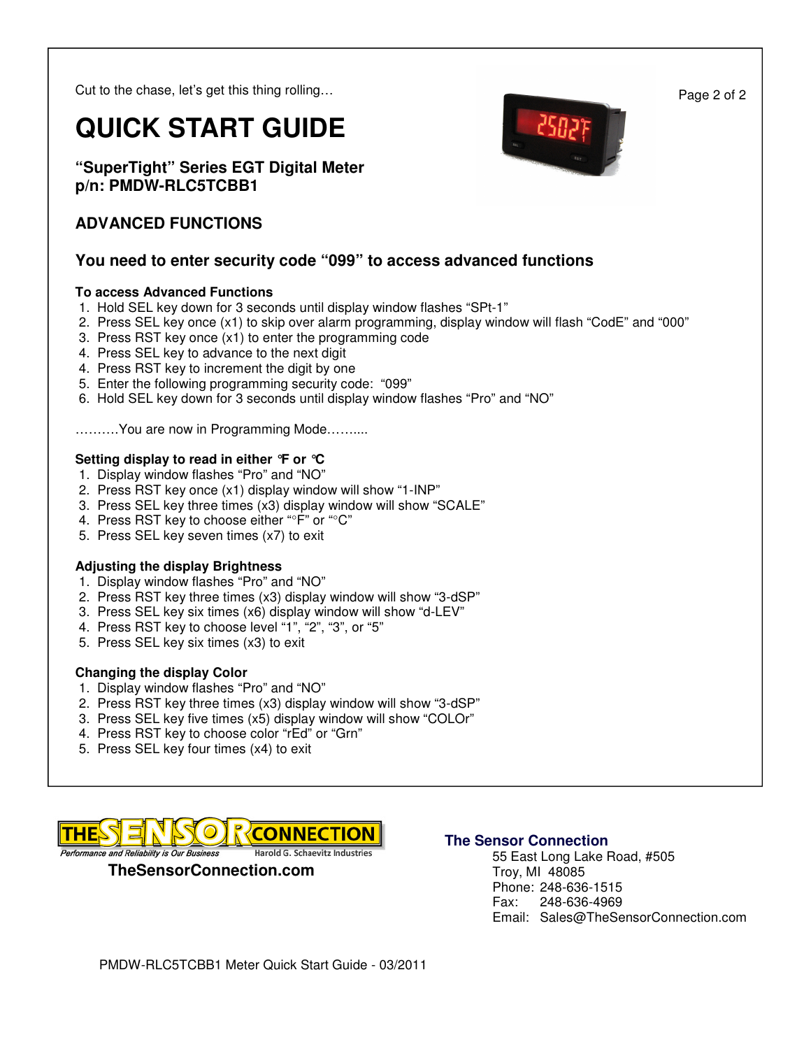Cut to the chase, let's get this thing rolling…

# QUICK START GUIDE

**"SuperTight" Series EGT Digital Meter**
**p/n: PMDW-RLC5TCBB1**

## ADVANCED FUNCTIONS

## You need to enter security code "099" to access advanced functions

**To access Advanced Functions**

1. Hold SEL key down for 3 seconds until display window flashes "SPt-1"
2. Press SEL key once (x1) to skip over alarm programming, display window will flash "CodE" and "000"
3. Press RST key once (x1) to enter the programming code
4. Press SEL key to advance to the next digit
4. Press RST key to increment the digit by one
5. Enter the following programming security code: "099"
6. Hold SEL key down for 3 seconds until display window flashes "Pro" and "NO"

……….You are now in Programming Mode……....

**Setting display to read in either °F or °C**

1. Display window flashes "Pro" and "NO"
2. Press RST key once (x1) display window will show "1-INP"
3. Press SEL key three times (x3) display window will show "SCALE"
4. Press RST key to choose either "°F" or "°C"
5. Press SEL key seven times (x7) to exit

**Adjusting the display Brightness**

1. Display window flashes "Pro" and "NO"
2. Press RST key three times (x3) display window will show "3-dSP"
3. Press SEL key six times (x6) display window will show "d-LEV"
4. Press RST key to choose level "1", "2", "3", or "5"
5. Press SEL key six times (x3) to exit

**Changing the display Color**

1. Display window flashes "Pro" and "NO"
2. Press RST key three times (x3) display window will show "3-dSP"
3. Press SEL key five times (x5) display window will show "COLOr"
4. Press RST key to choose color "rEd" or "Grn"
5. Press SEL key four times (x4) to exit

THE SENSOR CONNECTION
*Performance and Reliability is Our Business* — Harold G. Schaevitz Industries

**TheSensorConnection.com**

**The Sensor Connection**
55 East Long Lake Road, #505
Troy, MI 48085
Phone: 248-636-1515
Fax: 248-636-4969
Email: Sales@TheSensorConnection.com

PMDW-RLC5TCBB1 Meter Quick Start Guide - 03/2011